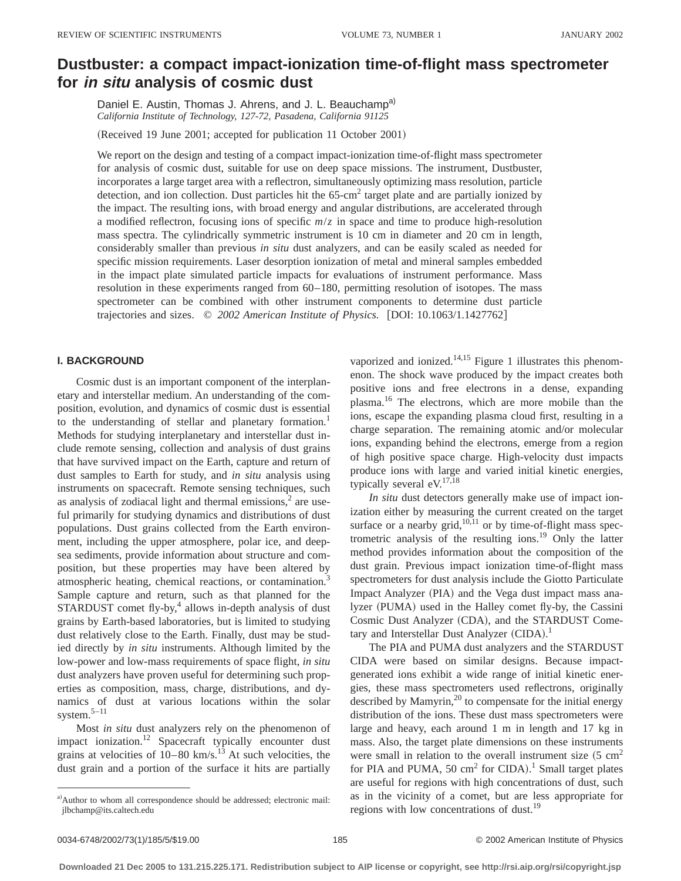# Dustbuster: a compact impact-ionization time-of-flight mass spectrometer for *in situ* analysis of cosmic dust

Daniel E. Austin, Thomas J. Ahrens, and J. L. Beauchamp[a]

*California Institute of Technology, 127-72, Pasadena, California 91125*

(Received 19 June 2001; accepted for publication 11 October 2001)

We report on the design and testing of a compact impact-ionization time-of-flight mass spectrometer for analysis of cosmic dust, suitable for use on deep space missions. The instrument, Dustbuster, incorporates a large target area with a reflectron, simultaneously optimizing mass resolution, particle detection, and ion collection. Dust particles hit the 65-cm$^2$ target plate and are partially ionized by the impact. The resulting ions, with broad energy and angular distributions, are accelerated through a modified reflectron, focusing ions of specific $m/z$ in space and time to produce high-resolution mass spectra. The cylindrically symmetric instrument is 10 cm in diameter and 20 cm in length, considerably smaller than previous *in situ* dust analyzers, and can be easily scaled as needed for specific mission requirements. Laser desorption ionization of metal and mineral samples embedded in the impact plate simulated particle impacts for evaluations of instrument performance. Mass resolution in these experiments ranged from 60–180, permitting resolution of isotopes. The mass spectrometer can be combined with other instrument components to determine dust particle trajectories and sizes. © *2002 American Institute of Physics.* [DOI: 10.1063/1.1427762]

## I. BACKGROUND

Cosmic dust is an important component of the interplanetary and interstellar medium. An understanding of the composition, evolution, and dynamics of cosmic dust is essential to the understanding of stellar and planetary formation.[1] Methods for studying interplanetary and interstellar dust include remote sensing, collection and analysis of dust grains that have survived impact on the Earth, capture and return of dust samples to Earth for study, and *in situ* analysis using instruments on spacecraft. Remote sensing techniques, such as analysis of zodiacal light and thermal emissions,[2] are useful primarily for studying dynamics and distributions of dust populations. Dust grains collected from the Earth environment, including the upper atmosphere, polar ice, and deep-sea sediments, provide information about structure and composition, but these properties may have been altered by atmospheric heating, chemical reactions, or contamination.[3] Sample capture and return, such as that planned for the STARDUST comet fly-by,[4] allows in-depth analysis of dust grains by Earth-based laboratories, but is limited to studying dust relatively close to the Earth. Finally, dust may be studied directly by *in situ* instruments. Although limited by the low-power and low-mass requirements of space flight, *in situ* dust analyzers have proven useful for determining such properties as composition, mass, charge, distributions, and dynamics of dust at various locations within the solar system.[5–11]

Most *in situ* dust analyzers rely on the phenomenon of impact ionization.[12] Spacecraft typically encounter dust grains at velocities of 10–80 km/s.[13] At such velocities, the dust grain and a portion of the surface it hits are partially vaporized and ionized.[14,15] Figure 1 illustrates this phenomenon. The shock wave produced by the impact creates both positive ions and free electrons in a dense, expanding plasma.[16] The electrons, which are more mobile than the ions, escape the expanding plasma cloud first, resulting in a charge separation. The remaining atomic and/or molecular ions, expanding behind the electrons, emerge from a region of high positive space charge. High-velocity dust impacts produce ions with large and varied initial kinetic energies, typically several eV.[17,18]

*In situ* detectors generally make use of impact ionization either by measuring the current created on the target surface or a nearby grid,[10,11] or by time-of-flight mass spectrometric analysis of the resulting ions.[19] Only the latter method provides information about the composition of the dust grain. Previous impact ionization time-of-flight mass spectrometers for dust analysis include the Giotto Particulate Impact Analyzer (PIA) and the Vega dust impact mass analyzer (PUMA) used in the Halley comet fly-by, the Cassini Cosmic Dust Analyzer (CDA), and the STARDUST Cometary and Interstellar Dust Analyzer (CIDA).[1]

The PIA and PUMA dust analyzers and the STARDUST CIDA were based on similar designs. Because impact-generated ions exhibit a wide range of initial kinetic energies, these mass spectrometers used reflectrons, originally described by Mamyrin,[20] to compensate for the initial energy distribution of the ions. These dust mass spectrometers were large and heavy, each around 1 m in length and 17 kg in mass. Also, the target plate dimensions on these instruments were small in relation to the overall instrument size (5 cm$^2$ for PIA and PUMA, 50 cm$^2$ for CIDA).[1] Small target plates are useful for regions with high concentrations of dust, such as in the vicinity of a comet, but are less appropriate for regions with low concentrations of dust.[19]

---

[a] Author to whom all correspondence should be addressed; electronic mail: jlbchamp@its.caltech.edu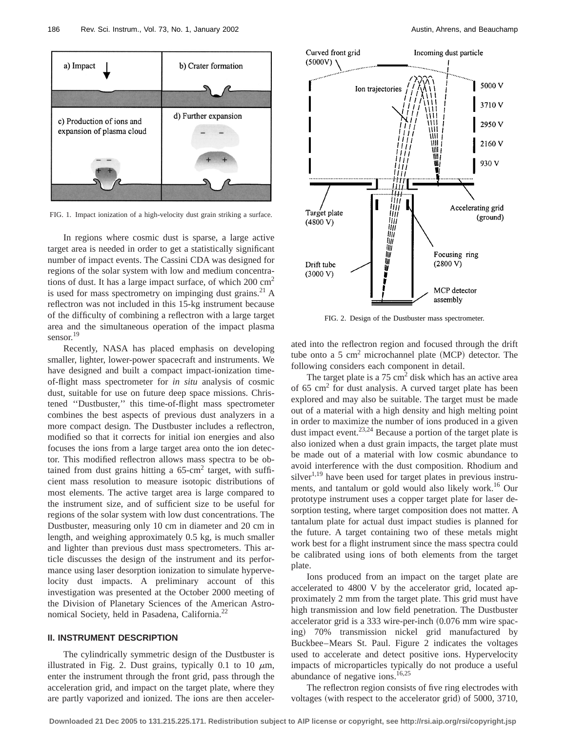FIG. 1. Impact ionization of a high-velocity dust grain striking a surface.

In regions where cosmic dust is sparse, a large active target area is needed in order to get a statistically significant number of impact events. The Cassini CDA was designed for regions of the solar system with low and medium concentrations of dust. It has a large impact surface, of which 200 $cm^2$ is used for mass spectrometry on impinging dust grains.[21] A reflectron was not included in this 15-kg instrument because of the difficulty of combining a reflectron with a large target area and the simultaneous operation of the impact plasma sensor.[19]

Recently, NASA has placed emphasis on developing smaller, lighter, lower-power spacecraft and instruments. We have designed and built a compact impact-ionization time-of-flight mass spectrometer for *in situ* analysis of cosmic dust, suitable for use on future deep space missions. Christened ''Dustbuster,'' this time-of-flight mass spectrometer combines the best aspects of previous dust analyzers in a more compact design. The Dustbuster includes a reflectron, modified so that it corrects for initial ion energies and also focuses the ions from a large target area onto the ion detector. This modified reflectron allows mass spectra to be obtained from dust grains hitting a 65-$cm^2$ target, with sufficient mass resolution to measure isotopic distributions of most elements. The active target area is large compared to the instrument size, and of sufficient size to be useful for regions of the solar system with low dust concentrations. The Dustbuster, measuring only 10 cm in diameter and 20 cm in length, and weighing approximately 0.5 kg, is much smaller and lighter than previous dust mass spectrometers. This article discusses the design of the instrument and its performance using laser desorption ionization to simulate hypervelocity dust impacts. A preliminary account of this investigation was presented at the October 2000 meeting of the Division of Planetary Sciences of the American Astronomical Society, held in Pasadena, California.[22]

## II. INSTRUMENT DESCRIPTION

The cylindrically symmetric design of the Dustbuster is illustrated in Fig. 2. Dust grains, typically 0.1 to 10 $\mu$m, enter the instrument through the front grid, pass through the acceleration grid, and impact on the target plate, where they are partly vaporized and ionized. The ions are then accelerated into the reflectron region and focused through the drift tube onto a 5 $cm^2$ microchannel plate (MCP) detector. The following considers each component in detail.

FIG. 2. Design of the Dustbuster mass spectrometer.

The target plate is a 75 $cm^2$ disk which has an active area of 65 $cm^2$ for dust analysis. A curved target plate has been explored and may also be suitable. The target must be made out of a material with a high density and high melting point in order to maximize the number of ions produced in a given dust impact event.[23,24] Because a portion of the target plate is also ionized when a dust grain impacts, the target plate must be made out of a material with low cosmic abundance to avoid interference with the dust composition. Rhodium and silver[1,19] have been used for target plates in previous instruments, and tantalum or gold would also likely work.[16] Our prototype instrument uses a copper target plate for laser desorption testing, where target composition does not matter. A tantalum plate for actual dust impact studies is planned for the future. A target containing two of these metals might work best for a flight instrument since the mass spectra could be calibrated using ions of both elements from the target plate.

Ions produced from an impact on the target plate are accelerated to 4800 V by the accelerator grid, located approximately 2 mm from the target plate. This grid must have high transmission and low field penetration. The Dustbuster accelerator grid is a 333 wire-per-inch (0.076 mm wire spacing) 70% transmission nickel grid manufactured by Buckbee–Mears St. Paul. Figure 2 indicates the voltages used to accelerate and detect positive ions. Hypervelocity impacts of microparticles typically do not produce a useful abundance of negative ions.[16,25]

The reflectron region consists of five ring electrodes with voltages (with respect to the accelerator grid) of 5000, 3710,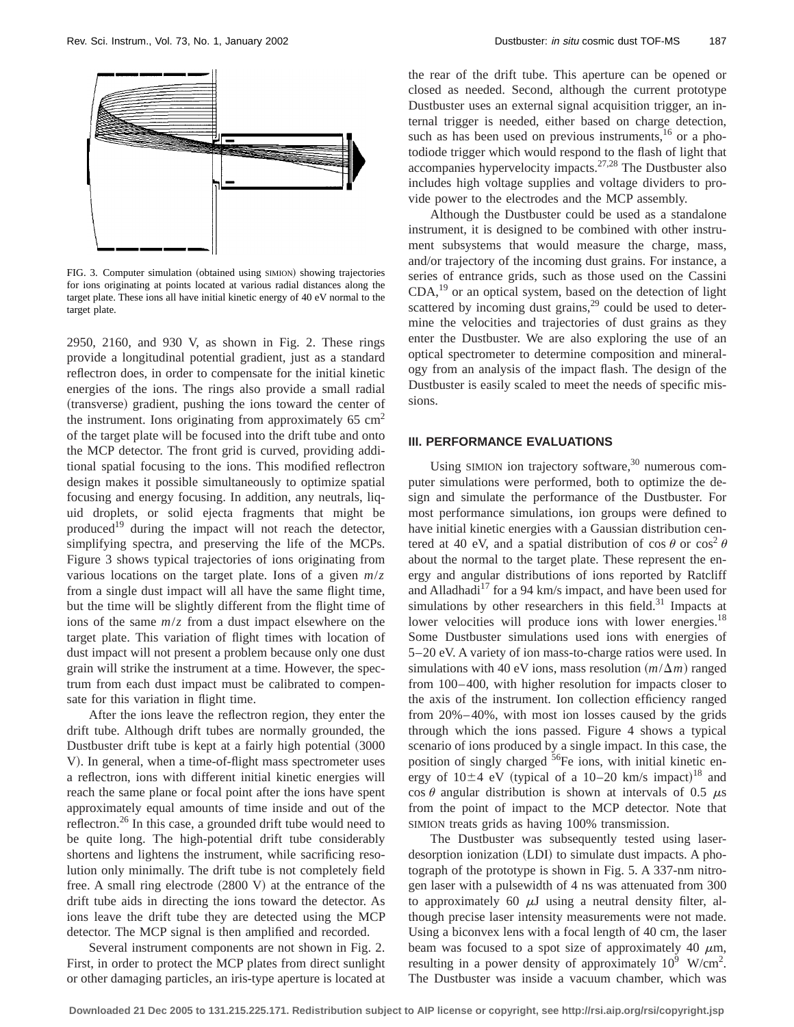FIG. 3. Computer simulation (obtained using SIMION) showing trajectories for ions originating at points located at various radial distances along the target plate. These ions all have initial kinetic energy of 40 eV normal to the target plate.

2950, 2160, and 930 V, as shown in Fig. 2. These rings provide a longitudinal potential gradient, just as a standard reflectron does, in order to compensate for the initial kinetic energies of the ions. The rings also provide a small radial (transverse) gradient, pushing the ions toward the center of the instrument. Ions originating from approximately 65 $cm^2$ of the target plate will be focused into the drift tube and onto the MCP detector. The front grid is curved, providing additional spatial focusing to the ions. This modified reflectron design makes it possible simultaneously to optimize spatial focusing and energy focusing. In addition, any neutrals, liquid droplets, or solid ejecta fragments that might be produced[19] during the impact will not reach the detector, simplifying spectra, and preserving the life of the MCPs. Figure 3 shows typical trajectories of ions originating from various locations on the target plate. Ions of a given $m/z$ from a single dust impact will all have the same flight time, but the time will be slightly different from the flight time of ions of the same $m/z$ from a dust impact elsewhere on the target plate. This variation of flight times with location of dust impact will not present a problem because only one dust grain will strike the instrument at a time. However, the spectrum from each dust impact must be calibrated to compensate for this variation in flight time.

After the ions leave the reflectron region, they enter the drift tube. Although drift tubes are normally grounded, the Dustbuster drift tube is kept at a fairly high potential (3000 V). In general, when a time-of-flight mass spectrometer uses a reflectron, ions with different initial kinetic energies will reach the same plane or focal point after the ions have spent approximately equal amounts of time inside and out of the reflectron.[26] In this case, a grounded drift tube would need to be quite long. The high-potential drift tube considerably shortens and lightens the instrument, while sacrificing resolution only minimally. The drift tube is not completely field free. A small ring electrode (2800 V) at the entrance of the drift tube aids in directing the ions toward the detector. As ions leave the drift tube they are detected using the MCP detector. The MCP signal is then amplified and recorded.

Several instrument components are not shown in Fig. 2. First, in order to protect the MCP plates from direct sunlight or other damaging particles, an iris-type aperture is located at the rear of the drift tube. This aperture can be opened or closed as needed. Second, although the current prototype Dustbuster uses an external signal acquisition trigger, an internal trigger is needed, either based on charge detection, such as has been used on previous instruments,[16] or a photodiode trigger which would respond to the flash of light that accompanies hypervelocity impacts.[27,28] The Dustbuster also includes high voltage supplies and voltage dividers to provide power to the electrodes and the MCP assembly.

Although the Dustbuster could be used as a standalone instrument, it is designed to be combined with other instrument subsystems that would measure the charge, mass, and/or trajectory of the incoming dust grains. For instance, a series of entrance grids, such as those used on the Cassini CDA,[19] or an optical system, based on the detection of light scattered by incoming dust grains,[29] could be used to determine the velocities and trajectories of dust grains as they enter the Dustbuster. We are also exploring the use of an optical spectrometer to determine composition and mineralogy from an analysis of the impact flash. The design of the Dustbuster is easily scaled to meet the needs of specific missions.

## III. PERFORMANCE EVALUATIONS

Using SIMION ion trajectory software,[30] numerous computer simulations were performed, both to optimize the design and simulate the performance of the Dustbuster. For most performance simulations, ion groups were defined to have initial kinetic energies with a Gaussian distribution centered at 40 eV, and a spatial distribution of $\cos\theta$ or $\cos^2\theta$ about the normal to the target plate. These represent the energy and angular distributions of ions reported by Ratcliff and Alladhadi[17] for a 94 km/s impact, and have been used for simulations by other researchers in this field.[31] Impacts at lower velocities will produce ions with lower energies.[18] Some Dustbuster simulations used ions with energies of 5–20 eV. A variety of ion mass-to-charge ratios were used. In simulations with 40 eV ions, mass resolution ($m/\Delta m$) ranged from 100–400, with higher resolution for impacts closer to the axis of the instrument. Ion collection efficiency ranged from 20%–40%, with most ion losses caused by the grids through which the ions passed. Figure 4 shows a typical scenario of ions produced by a single impact. In this case, the position of singly charged $^{56}Fe$ ions, with initial kinetic energy of $10\pm4$ eV (typical of a 10–20 km/s impact)[18] and $\cos\theta$ angular distribution is shown at intervals of 0.5 $\mu$s from the point of impact to the MCP detector. Note that SIMION treats grids as having 100% transmission.

The Dustbuster was subsequently tested using laser-desorption ionization (LDI) to simulate dust impacts. A photograph of the prototype is shown in Fig. 5. A 337-nm nitrogen laser with a pulsewidth of 4 ns was attenuated from 300 to approximately 60 $\mu$J using a neutral density filter, although precise laser intensity measurements were not made. Using a biconvex lens with a focal length of 40 cm, the laser beam was focused to a spot size of approximately 40 $\mu$m, resulting in a power density of approximately $10^9$ W/$cm^2$. The Dustbuster was inside a vacuum chamber, which was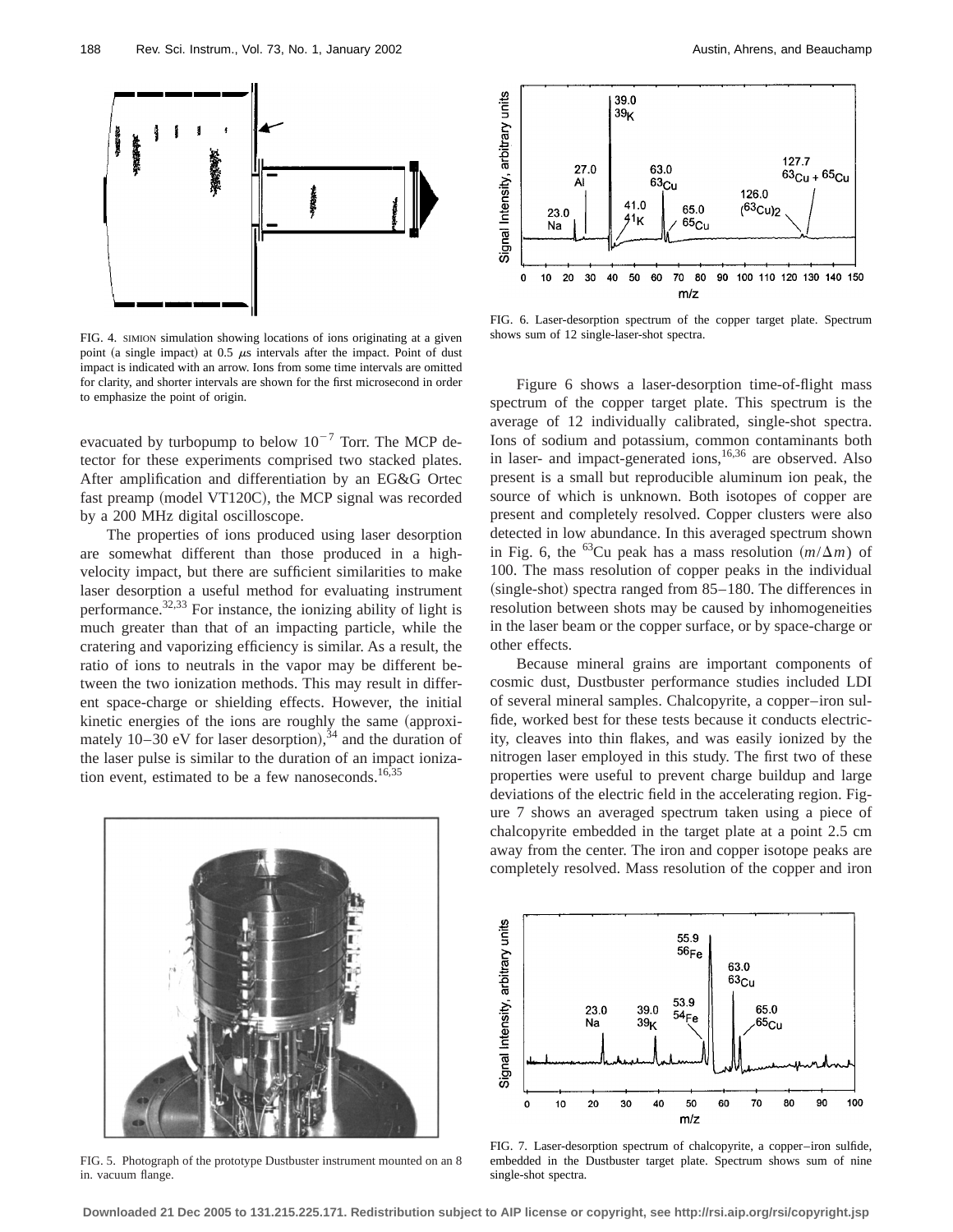FIG. 4. SIMION simulation showing locations of ions originating at a given point (a single impact) at 0.5 $\mu$s intervals after the impact. Point of dust impact is indicated with an arrow. Ions from some time intervals are omitted for clarity, and shorter intervals are shown for the first microsecond in order to emphasize the point of origin.

evacuated by turbopump to below $10^{-7}$ Torr. The MCP detector for these experiments comprised two stacked plates. After amplification and differentiation by an EG&G Ortec fast preamp (model VT120C), the MCP signal was recorded by a 200 MHz digital oscilloscope.

The properties of ions produced using laser desorption are somewhat different than those produced in a high-velocity impact, but there are sufficient similarities to make laser desorption a useful method for evaluating instrument performance.[32,33] For instance, the ionizing ability of light is much greater than that of an impacting particle, while the cratering and vaporizing efficiency is similar. As a result, the ratio of ions to neutrals in the vapor may be different between the two ionization methods. This may result in different space-charge or shielding effects. However, the initial kinetic energies of the ions are roughly the same (approximately 10–30 eV for laser desorption),[34] and the duration of the laser pulse is similar to the duration of an impact ionization event, estimated to be a few nanoseconds.[16,35]

FIG. 5. Photograph of the prototype Dustbuster instrument mounted on an 8 in. vacuum flange.

FIG. 6. Laser-desorption spectrum of the copper target plate. Spectrum shows sum of 12 single-laser-shot spectra.

Figure 6 shows a laser-desorption time-of-flight mass spectrum of the copper target plate. This spectrum is the average of 12 individually calibrated, single-shot spectra. Ions of sodium and potassium, common contaminants both in laser- and impact-generated ions,[16,36] are observed. Also present is a small but reproducible aluminum ion peak, the source of which is unknown. Both isotopes of copper are present and completely resolved. Copper clusters were also detected in low abundance. In this averaged spectrum shown in Fig. 6, the $^{63}$Cu peak has a mass resolution $(m/\Delta m)$ of 100. The mass resolution of copper peaks in the individual (single-shot) spectra ranged from 85–180. The differences in resolution between shots may be caused by inhomogeneities in the laser beam or the copper surface, or by space-charge or other effects.

Because mineral grains are important components of cosmic dust, Dustbuster performance studies included LDI of several mineral samples. Chalcopyrite, a copper–iron sulfide, worked best for these tests because it conducts electricity, cleaves into thin flakes, and was easily ionized by the nitrogen laser employed in this study. The first two of these properties were useful to prevent charge buildup and large deviations of the electric field in the accelerating region. Figure 7 shows an averaged spectrum taken using a piece of chalcopyrite embedded in the target plate at a point 2.5 cm away from the center. The iron and copper isotope peaks are completely resolved. Mass resolution of the copper and iron

FIG. 7. Laser-desorption spectrum of chalcopyrite, a copper–iron sulfide, embedded in the Dustbuster target plate. Spectrum shows sum of nine single-shot spectra.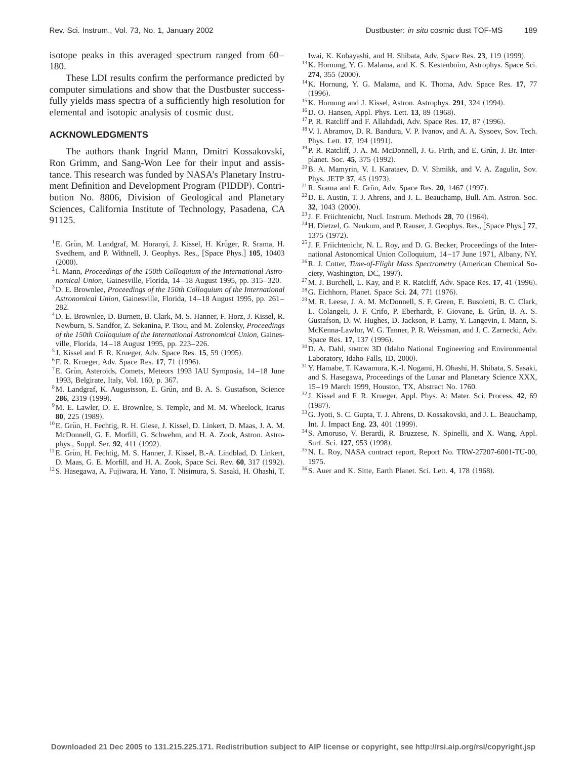isotope peaks in this averaged spectrum ranged from 60–180.

These LDI results confirm the performance predicted by computer simulations and show that the Dustbuster successfully yields mass spectra of a sufficiently high resolution for elemental and isotopic analysis of cosmic dust.

## ACKNOWLEDGMENTS

The authors thank Ingrid Mann, Dmitri Kossakovski, Ron Grimm, and Sang-Won Lee for their input and assistance. This research was funded by NASA's Planetary Instrument Definition and Development Program (PIDDP). Contribution No. 8806, Division of Geological and Planetary Sciences, California Institute of Technology, Pasadena, CA 91125.

[1] E. Grün, M. Landgraf, M. Horanyi, J. Kissel, H. Krüger, R. Srama, H. Svedhem, and P. Withnell, J. Geophys. Res., [Space Phys.] **105**, 10403 (2000).

[2] I. Mann, *Proceedings of the 150th Colloquium of the International Astronomical Union*, Gainesville, Florida, 14–18 August 1995, pp. 315–320.

[3] D. E. Brownlee, *Proceedings of the 150th Colloquium of the International Astronomical Union*, Gainesville, Florida, 14–18 August 1995, pp. 261–282.

[4] D. E. Brownlee, D. Burnett, B. Clark, M. S. Hanner, F. Horz, J. Kissel, R. Newburn, S. Sandfor, Z. Sekanina, P. Tsou, and M. Zolensky, *Proceedings of the 150th Colloquium of the International Astronomical Union*, Gainesville, Florida, 14–18 August 1995, pp. 223–226.

[5] J. Kissel and F. R. Krueger, Adv. Space Res. **15**, 59 (1995).

[6] F. R. Krueger, Adv. Space Res. **17**, 71 (1996).

[7] E. Grün, Asteroids, Comets, Meteors 1993 IAU Symposia, 14–18 June 1993, Belgirate, Italy, Vol. 160, p. 367.

[8] M. Landgraf, K. Augustsson, E. Grün, and B. A. S. Gustafson, Science **286**, 2319 (1999).

[9] M. E. Lawler, D. E. Brownlee, S. Temple, and M. M. Wheelock, Icarus **80**, 225 (1989).

[10] E. Grün, H. Fechtig, R. H. Giese, J. Kissel, D. Linkert, D. Maas, J. A. M. McDonnell, G. E. Morfill, G. Schwehm, and H. A. Zook, Astron. Astrophys., Suppl. Ser. **92**, 411 (1992).

[11] E. Grün, H. Fechtig, M. S. Hanner, J. Kissel, B.-A. Lindblad, D. Linkert, D. Maas, G. E. Morfill, and H. A. Zook, Space Sci. Rev. **60**, 317 (1992).

[12] S. Hasegawa, A. Fujiwara, H. Yano, T. Nisimura, S. Sasaki, H. Ohashi, T. Iwai, K. Kobayashi, and H. Shibata, Adv. Space Res. **23**, 119 (1999).

[13] K. Hornung, Y. G. Malama, and K. S. Kestenboim, Astrophys. Space Sci. **274**, 355 (2000).

[14] K. Hornung, Y. G. Malama, and K. Thoma, Adv. Space Res. **17**, 77 (1996).

[15] K. Hornung and J. Kissel, Astron. Astrophys. **291**, 324 (1994).

[16] D. O. Hansen, Appl. Phys. Lett. **13**, 89 (1968).

[17] P. R. Ratcliff and F. Allahdadi, Adv. Space Res. **17**, 87 (1996).

[18] V. I. Abramov, D. R. Bandura, V. P. Ivanov, and A. A. Sysoev, Sov. Tech. Phys. Lett. **17**, 194 (1991).

[19] P. R. Ratcliff, J. A. M. McDonnell, J. G. Firth, and E. Grün, J. Br. Interplanet. Soc. **45**, 375 (1992).

[20] B. A. Mamyrin, V. I. Karataev, D. V. Shmikk, and V. A. Zagulin, Sov. Phys. JETP **37**, 45 (1973).

[21] R. Srama and E. Grün, Adv. Space Res. **20**, 1467 (1997).

[22] D. E. Austin, T. J. Ahrens, and J. L. Beauchamp, Bull. Am. Astron. Soc. **32**, 1043 (2000).

[23] J. F. Friichtenicht, Nucl. Instrum. Methods **28**, 70 (1964).

[24] H. Dietzel, G. Neukum, and P. Rauser, J. Geophys. Res., [Space Phys.] **77**, 1375 (1972).

[25] J. F. Friichtenicht, N. L. Roy, and D. G. Becker, Proceedings of the International Astonomical Union Colloquium, 14–17 June 1971, Albany, NY.

[26] R. J. Cotter, *Time-of-Flight Mass Spectrometry* (American Chemical Society, Washington, DC, 1997).

[27] M. J. Burchell, L. Kay, and P. R. Ratcliff, Adv. Space Res. **17**, 41 (1996).

[28] G. Eichhorn, Planet. Space Sci. **24**, 771 (1976).

[29] M. R. Leese, J. A. M. McDonnell, S. F. Green, E. Busoletti, B. C. Clark, L. Colangeli, J. F. Crifo, P. Eberhardt, F. Giovane, E. Grün, B. A. S. Gustafson, D. W. Hughes, D. Jackson, P. Lamy, Y. Langevin, I. Mann, S. McKenna-Lawlor, W. G. Tanner, P. R. Weissman, and J. C. Zarnecki, Adv. Space Res. **17**, 137 (1996).

[30] D. A. Dahl, SIMION 3D (Idaho National Engineering and Environmental Laboratory, Idaho Falls, ID, 2000).

[31] Y. Hamabe, T. Kawamura, K.-I. Nogami, H. Ohashi, H. Shibata, S. Sasaki, and S. Hasegawa, Proceedings of the Lunar and Planetary Science XXX, 15–19 March 1999, Houston, TX, Abstract No. 1760.

[32] J. Kissel and F. R. Krueger, Appl. Phys. A: Mater. Sci. Process. **42**, 69 (1987).

[33] G. Jyoti, S. C. Gupta, T. J. Ahrens, D. Kossakovski, and J. L. Beauchamp, Int. J. Impact Eng. **23**, 401 (1999).

[34] S. Amoruso, V. Berardi, R. Bruzzese, N. Spinelli, and X. Wang, Appl. Surf. Sci. **127**, 953 (1998).

[35] N. L. Roy, NASA contract report, Report No. TRW-27207-6001-TU-00, 1975.

[36] S. Auer and K. Sitte, Earth Planet. Sci. Lett. **4**, 178 (1968).